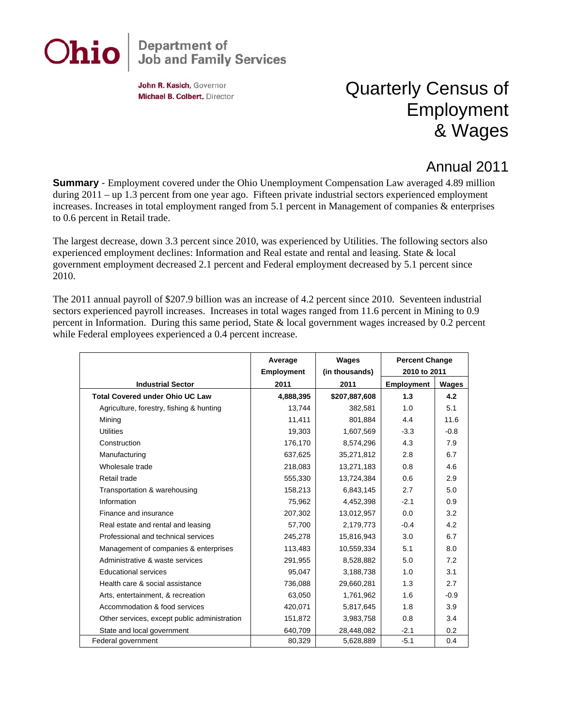**Ohio** | Department of Job and Family Services

**John R. Kasich**, Governor
**Michael B. Colbert**, Director

# Quarterly Census of Employment & Wages

## Annual 2011

**Summary** - Employment covered under the Ohio Unemployment Compensation Law averaged 4.89 million during 2011 – up 1.3 percent from one year ago. Fifteen private industrial sectors experienced employment increases. Increases in total employment ranged from 5.1 percent in Management of companies & enterprises to 0.6 percent in Retail trade.

The largest decrease, down 3.3 percent since 2010, was experienced by Utilities. The following sectors also experienced employment declines: Information and Real estate and rental and leasing. State & local government employment decreased 2.1 percent and Federal employment decreased by 5.1 percent since 2010.

The 2011 annual payroll of $207.9 billion was an increase of 4.2 percent since 2010. Seventeen industrial sectors experienced payroll increases. Increases in total wages ranged from 11.6 percent in Mining to 0.9 percent in Information. During this same period, State & local government wages increased by 0.2 percent while Federal employees experienced a 0.4 percent increase.

| Industrial Sector | Average Employment 2011 | Wages (in thousands) 2011 | Percent Change 2010 to 2011 | |
|---|---|---|---|---|
| | | | Employment | Wages |
| **Total Covered under Ohio UC Law** | **4,888,395** | **$207,887,608** | **1.3** | **4.2** |
| Agriculture, forestry, fishing & hunting | 13,744 | 382,581 | 1.0 | 5.1 |
| Mining | 11,411 | 801,884 | 4.4 | 11.6 |
| Utilities | 19,303 | 1,607,569 | -3.3 | -0.8 |
| Construction | 176,170 | 8,574,296 | 4.3 | 7.9 |
| Manufacturing | 637,625 | 35,271,812 | 2.8 | 6.7 |
| Wholesale trade | 218,083 | 13,271,183 | 0.8 | 4.6 |
| Retail trade | 555,330 | 13,724,384 | 0.6 | 2.9 |
| Transportation & warehousing | 158,213 | 6,843,145 | 2.7 | 5.0 |
| Information | 75,962 | 4,452,398 | -2.1 | 0.9 |
| Finance and insurance | 207,302 | 13,012,957 | 0.0 | 3.2 |
| Real estate and rental and leasing | 57,700 | 2,179,773 | -0.4 | 4.2 |
| Professional and technical services | 245,278 | 15,816,943 | 3.0 | 6.7 |
| Management of companies & enterprises | 113,483 | 10,559,334 | 5.1 | 8.0 |
| Administrative & waste services | 291,955 | 8,528,882 | 5.0 | 7.2 |
| Educational services | 95,047 | 3,188,738 | 1.0 | 3.1 |
| Health care & social assistance | 736,088 | 29,660,281 | 1.3 | 2.7 |
| Arts, entertainment, & recreation | 63,050 | 1,761,962 | 1.6 | -0.9 |
| Accommodation & food services | 420,071 | 5,817,645 | 1.8 | 3.9 |
| Other services, except public administration | 151,872 | 3,983,758 | 0.8 | 3.4 |
| State and local government | 640,709 | 28,448,082 | -2.1 | 0.2 |
| Federal government | 80,329 | 5,628,889 | -5.1 | 0.4 |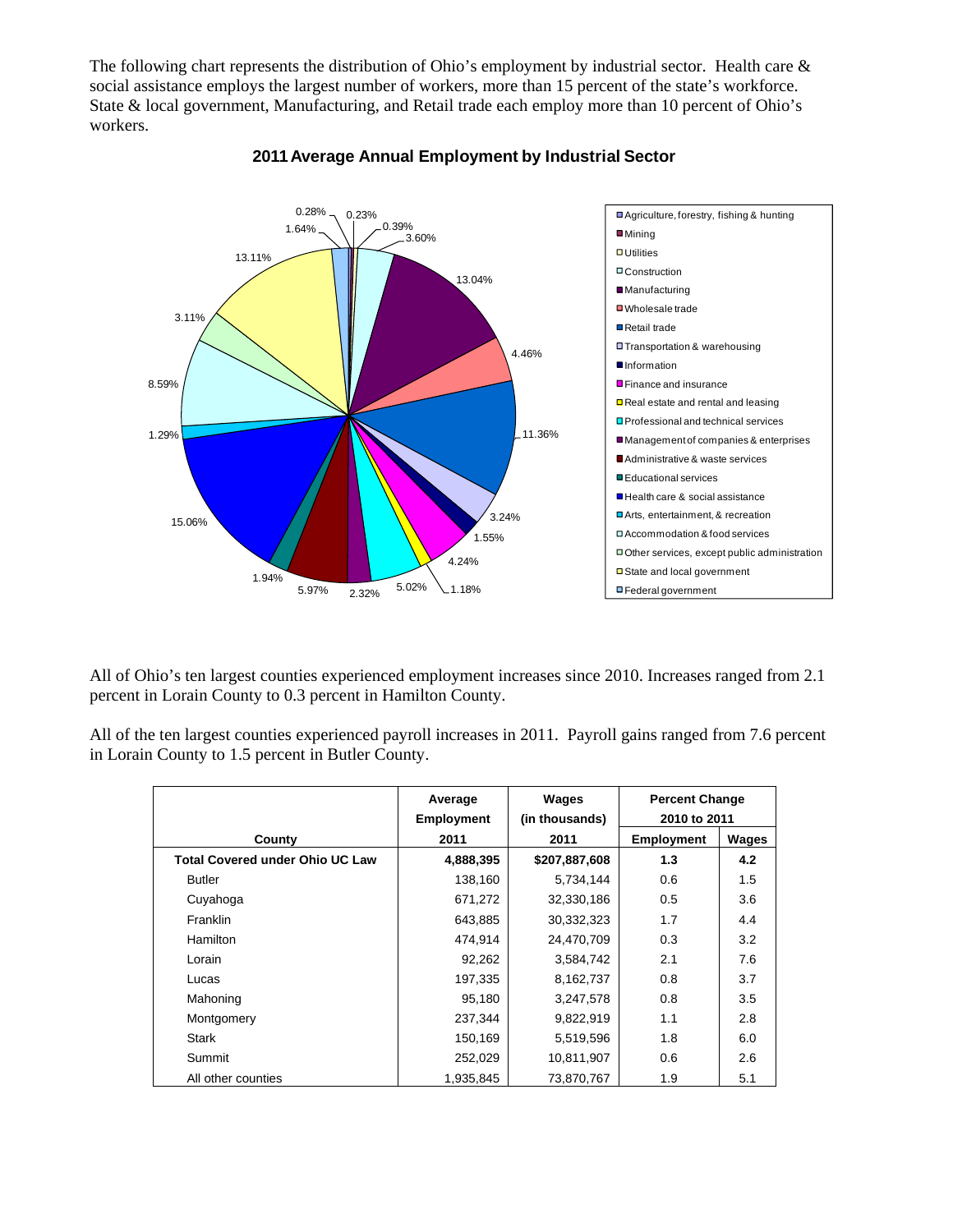The following chart represents the distribution of Ohio's employment by industrial sector. Health care & social assistance employs the largest number of workers, more than 15 percent of the state's workforce. State & local government, Manufacturing, and Retail trade each employ more than 10 percent of Ohio's workers.

**2011 Average Annual Employment by Industrial Sector**

0.28%
0.23%
1.64%
0.39%
3.60%
13.11%
13.04%
3.11%
4.46%
8.59%
11.36%
1.29%
3.24%
15.06%
1.55%
4.24%
1.94%
5.97%
2.32%
5.02%
1.18%

Agriculture, forestry, fishing & hunting
Mining
Utilities
Construction
Manufacturing
Wholesale trade
Retail trade
Transportation & warehousing
Information
Finance and insurance
Real estate and rental and leasing
Professional and technical services
Management of companies & enterprises
Administrative & waste services
Educational services
Health care & social assistance
Arts, entertainment, & recreation
Accommodation & food services
Other services, except public administration
State and local government
Federal government

All of Ohio's ten largest counties experienced employment increases since 2010. Increases ranged from 2.1 percent in Lorain County to 0.3 percent in Hamilton County.

All of the ten largest counties experienced payroll increases in 2011. Payroll gains ranged from 7.6 percent in Lorain County to 1.5 percent in Butler County.

| County | Average Employment 2011 | Wages (in thousands) 2011 | Percent Change 2010 to 2011 | |
|---|---|---|---|---|
| | | | Employment | Wages |
| **Total Covered under Ohio UC Law** | **4,888,395** | **$207,887,608** | **1.3** | **4.2** |
| Butler | 138,160 | 5,734,144 | 0.6 | 1.5 |
| Cuyahoga | 671,272 | 32,330,186 | 0.5 | 3.6 |
| Franklin | 643,885 | 30,332,323 | 1.7 | 4.4 |
| Hamilton | 474,914 | 24,470,709 | 0.3 | 3.2 |
| Lorain | 92,262 | 3,584,742 | 2.1 | 7.6 |
| Lucas | 197,335 | 8,162,737 | 0.8 | 3.7 |
| Mahoning | 95,180 | 3,247,578 | 0.8 | 3.5 |
| Montgomery | 237,344 | 9,822,919 | 1.1 | 2.8 |
| Stark | 150,169 | 5,519,596 | 1.8 | 6.0 |
| Summit | 252,029 | 10,811,907 | 0.6 | 2.6 |
| All other counties | 1,935,845 | 73,870,767 | 1.9 | 5.1 |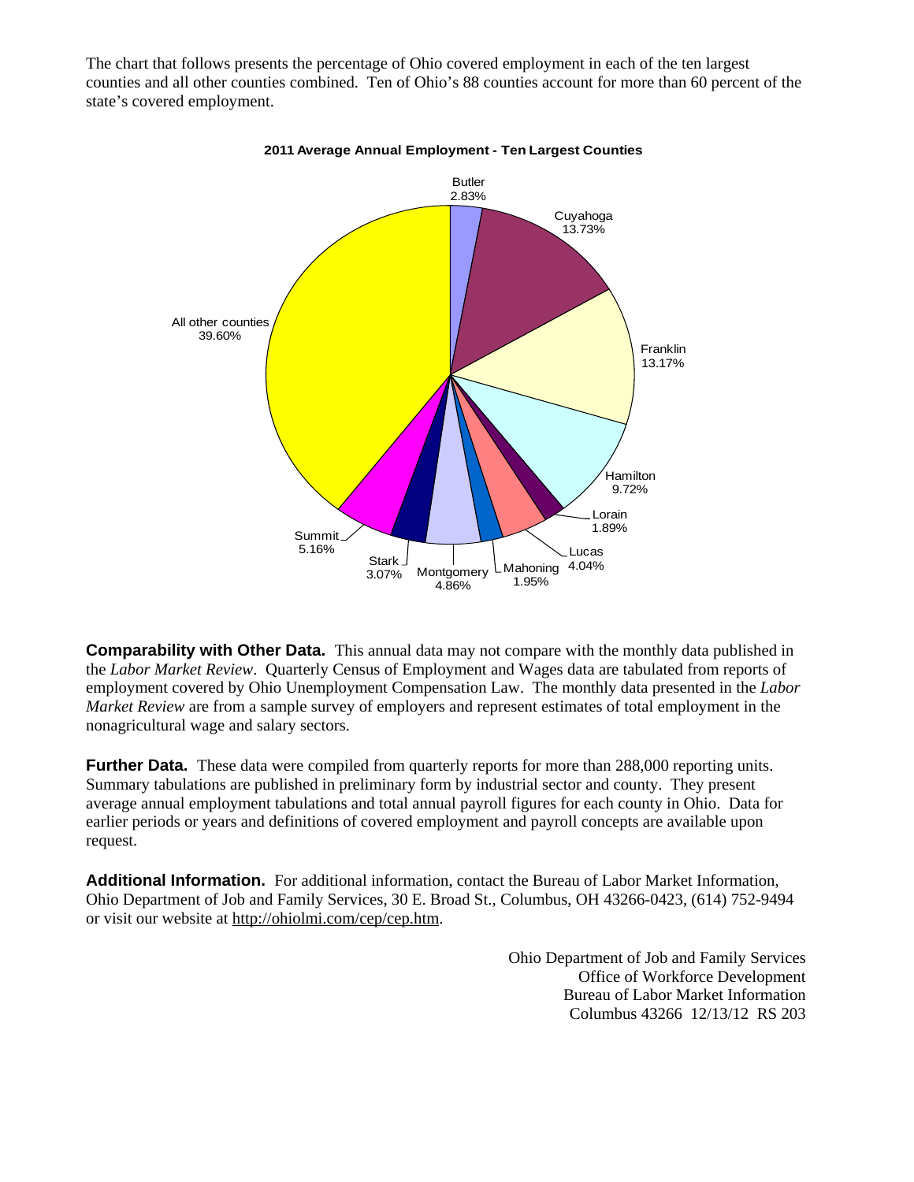The chart that follows presents the percentage of Ohio covered employment in each of the ten largest counties and all other counties combined. Ten of Ohio's 88 counties account for more than 60 percent of the state's covered employment.

**2011 Average Annual Employment - Ten Largest Counties**

Butler
2.83%

Cuyahoga
13.73%

Franklin
13.17%

Hamilton
9.72%

Lorain
1.89%

Lucas
4.04%

Mahoning
1.95%

Montgomery
4.86%

Stark
3.07%

Summit
5.16%

All other counties
39.60%

**Comparability with Other Data.** This annual data may not compare with the monthly data published in the *Labor Market Review*. Quarterly Census of Employment and Wages data are tabulated from reports of employment covered by Ohio Unemployment Compensation Law. The monthly data presented in the *Labor Market Review* are from a sample survey of employers and represent estimates of total employment in the nonagricultural wage and salary sectors.

**Further Data.** These data were compiled from quarterly reports for more than 288,000 reporting units. Summary tabulations are published in preliminary form by industrial sector and county. They present average annual employment tabulations and total annual payroll figures for each county in Ohio. Data for earlier periods or years and definitions of covered employment and payroll concepts are available upon request.

**Additional Information.** For additional information, contact the Bureau of Labor Market Information, Ohio Department of Job and Family Services, 30 E. Broad St., Columbus, OH 43266-0423, (614) 752-9494 or visit our website at http://ohiolmi.com/cep/cep.htm.

Ohio Department of Job and Family Services
Office of Workforce Development
Bureau of Labor Market Information
Columbus 43266 12/13/12 RS 203